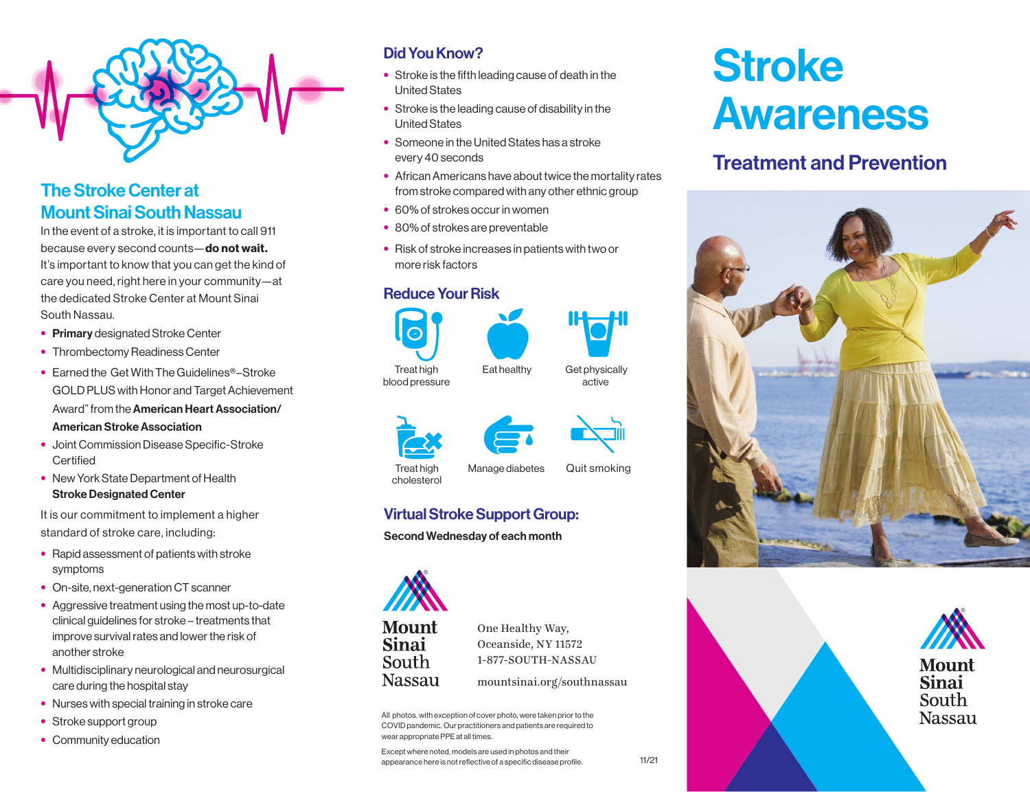# Stroke Awareness

## Treatment and Prevention

## The Stroke Center at Mount Sinai South Nassau

In the event of a stroke, it is important to call 911 because every second counts—**do not wait.** It's important to know that you can get the kind of care you need, right here in your community—at the dedicated Stroke Center at Mount Sinai South Nassau.

- **Primary** designated Stroke Center
- Thrombectomy Readiness Center
- Earned the Get With The Guidelines®–Stroke GOLD PLUS with Honor and Target Achievement Award" from the **American Heart Association/ American Stroke Association**
- Joint Commission Disease Specific-Stroke Certified
- New York State Department of Health **Stroke Designated Center**

It is our commitment to implement a higher standard of stroke care, including:

- Rapid assessment of patients with stroke symptoms
- On-site, next-generation CT scanner
- Aggressive treatment using the most up-to-date clinical guidelines for stroke – treatments that improve survival rates and lower the risk of another stroke
- Multidisciplinary neurological and neurosurgical care during the hospital stay
- Nurses with special training in stroke care
- Stroke support group
- Community education

## Did You Know?

- Stroke is the fifth leading cause of death in the United States
- Stroke is the leading cause of disability in the United States
- Someone in the United States has a stroke every 40 seconds
- African Americans have about twice the mortality rates from stroke compared with any other ethnic group
- 60% of strokes occur in women
- 80% of strokes are preventable
- Risk of stroke increases in patients with two or more risk factors

## Reduce Your Risk

- Treat high blood pressure
- Eat healthy
- Get physically active
- Treat high cholesterol
- Manage diabetes
- Quit smoking

## Virtual Stroke Support Group:

**Second Wednesday of each month**

Mount Sinai South Nassau

One Healthy Way,
Oceanside, NY 11572
1-877-SOUTH-NASSAU

mountsinai.org/southnassau

All photos, with exception of cover photo, were taken prior to the COVID pandemic. Our practitioners and patients are required to wear appropriate PPE at all times.

Except where noted, models are used in photos and their appearance here is not reflective of a specific disease profile.

11/21

Mount Sinai South Nassau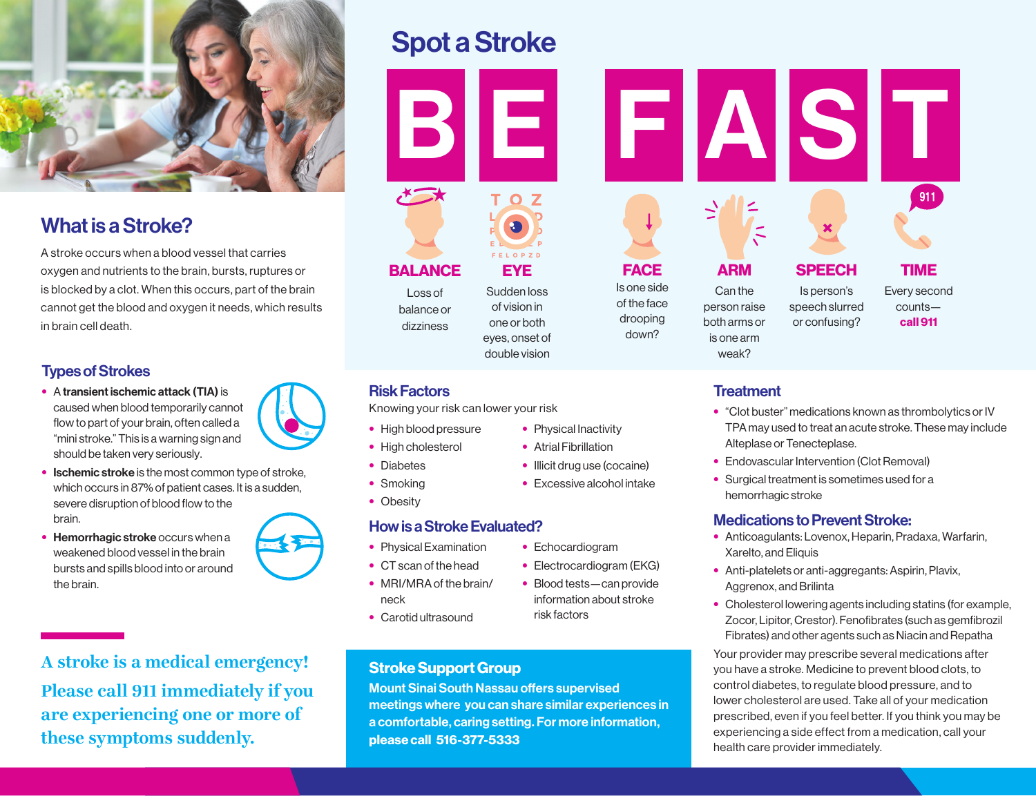## What is a Stroke?

A stroke occurs when a blood vessel that carries oxygen and nutrients to the brain, bursts, ruptures or is blocked by a clot. When this occurs, part of the brain cannot get the blood and oxygen it needs, which results in brain cell death.

### Types of Strokes

- A **transient ischemic attack (TIA)** is caused when blood temporarily cannot flow to part of your brain, often called a "mini stroke." This is a warning sign and should be taken very seriously.
- **Ischemic stroke** is the most common type of stroke, which occurs in 87% of patient cases. It is a sudden, severe disruption of blood flow to the brain.
- **Hemorrhagic stroke** occurs when a weakened blood vessel in the brain bursts and spills blood into or around the brain.

**A stroke is a medical emergency! Please call 911 immediately if you are experiencing one or more of these symptoms suddenly.**

## Spot a Stroke

# B E F A S T

**BALANCE**
Loss of balance or dizziness

**EYE**
Sudden loss of vision in one or both eyes, onset of double vision

**FACE**
Is one side of the face drooping down?

**ARM**
Can the person raise both arms or is one arm weak?

**SPEECH**
Is person's speech slurred or confusing?

**TIME**
Every second counts— **call 911**

### Risk Factors

Knowing your risk can lower your risk

- High blood pressure
- High cholesterol
- Diabetes
- Smoking
- Obesity
- Physical Inactivity
- Atrial Fibrillation
- Illicit drug use (cocaine)
- Excessive alcohol intake

### How is a Stroke Evaluated?

- Physical Examination
- CT scan of the head
- MRI/MRA of the brain/ neck
- Carotid ultrasound
- Echocardiogram
- Electrocardiogram (EKG)
- Blood tests—can provide information about stroke risk factors

### Stroke Support Group

**Mount Sinai South Nassau offers supervised meetings where you can share similar experiences in a comfortable, caring setting. For more information, please call 516-377-5333**

### Treatment

- "Clot buster" medications known as thrombolytics or IV TPA may used to treat an acute stroke. These may include Alteplase or Tenecteplase.
- Endovascular Intervention (Clot Removal)
- Surgical treatment is sometimes used for a hemorrhagic stroke

### Medications to Prevent Stroke:

- Anticoagulants: Lovenox, Heparin, Pradaxa, Warfarin, Xarelto, and Eliquis
- Anti-platelets or anti-aggregants: Aspirin, Plavix, Aggrenox, and Brilinta
- Cholesterol lowering agents including statins (for example, Zocor, Lipitor, Crestor). Fenofibrates (such as gemfibrozil Fibrates) and other agents such as Niacin and Repatha

Your provider may prescribe several medications after you have a stroke. Medicine to prevent blood clots, to control diabetes, to regulate blood pressure, and to lower cholesterol are used. Take all of your medication prescribed, even if you feel better. If you think you may be experiencing a side effect from a medication, call your health care provider immediately.